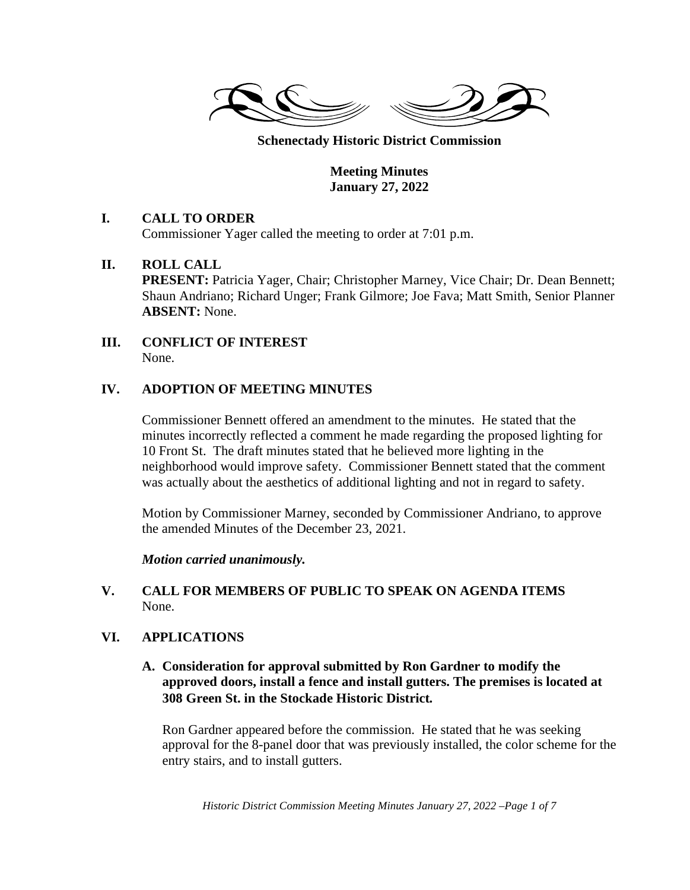**Schenectady Historic District Commission**

**Meeting Minutes**
**January 27, 2022**

## I. CALL TO ORDER

Commissioner Yager called the meeting to order at 7:01 p.m.

## II. ROLL CALL

**PRESENT:** Patricia Yager, Chair; Christopher Marney, Vice Chair; Dr. Dean Bennett; Shaun Andriano; Richard Unger; Frank Gilmore; Joe Fava; Matt Smith, Senior Planner
**ABSENT:** None.

## III. CONFLICT OF INTEREST

None.

## IV. ADOPTION OF MEETING MINUTES

Commissioner Bennett offered an amendment to the minutes. He stated that the minutes incorrectly reflected a comment he made regarding the proposed lighting for 10 Front St. The draft minutes stated that he believed more lighting in the neighborhood would improve safety. Commissioner Bennett stated that the comment was actually about the aesthetics of additional lighting and not in regard to safety.

Motion by Commissioner Marney, seconded by Commissioner Andriano, to approve the amended Minutes of the December 23, 2021.

***Motion carried unanimously.***

## V. CALL FOR MEMBERS OF PUBLIC TO SPEAK ON AGENDA ITEMS

None.

## VI. APPLICATIONS

### A. Consideration for approval submitted by Ron Gardner to modify the approved doors, install a fence and install gutters. The premises is located at 308 Green St. in the Stockade Historic District.

Ron Gardner appeared before the commission. He stated that he was seeking approval for the 8-panel door that was previously installed, the color scheme for the entry stairs, and to install gutters.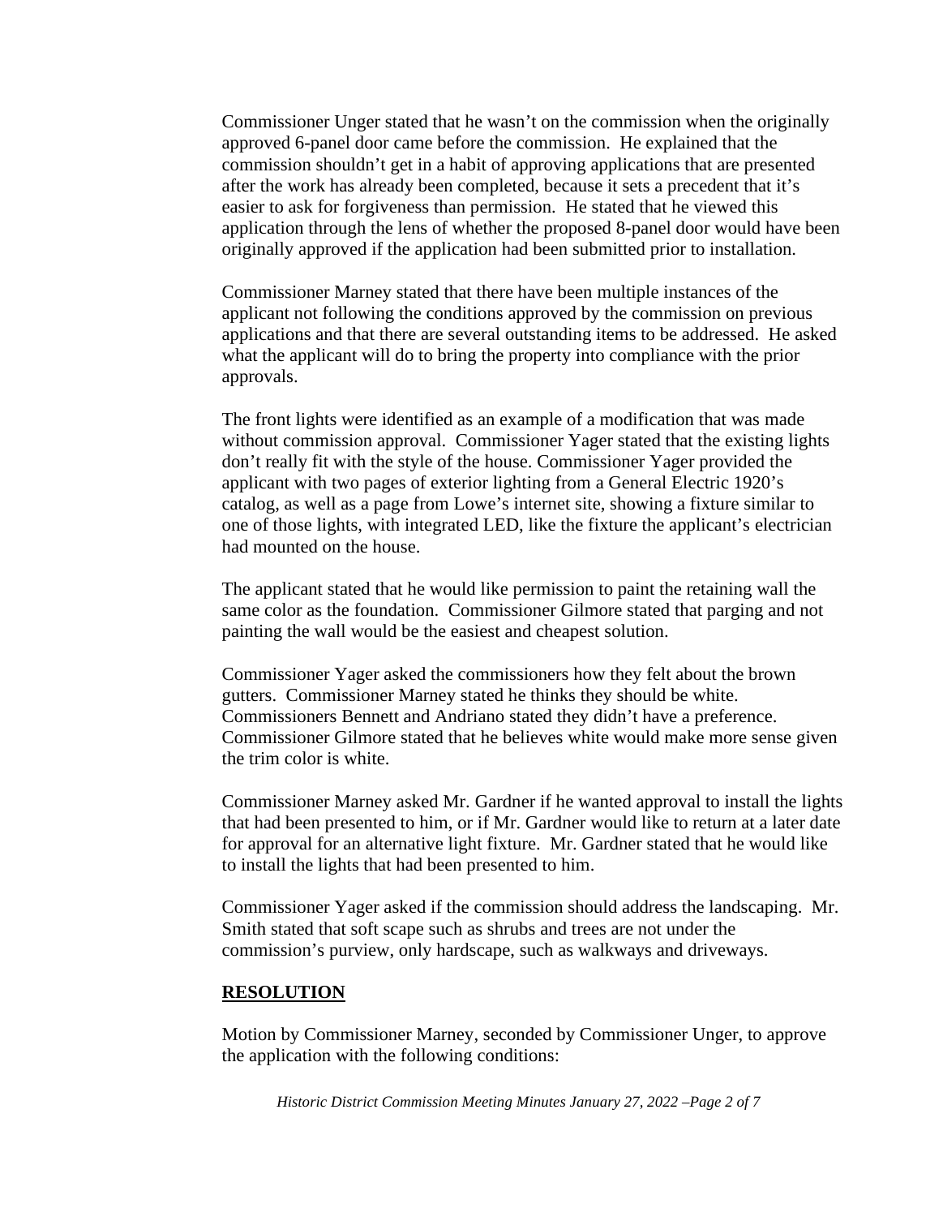Commissioner Unger stated that he wasn't on the commission when the originally approved 6-panel door came before the commission. He explained that the commission shouldn't get in a habit of approving applications that are presented after the work has already been completed, because it sets a precedent that it's easier to ask for forgiveness than permission. He stated that he viewed this application through the lens of whether the proposed 8-panel door would have been originally approved if the application had been submitted prior to installation.

Commissioner Marney stated that there have been multiple instances of the applicant not following the conditions approved by the commission on previous applications and that there are several outstanding items to be addressed. He asked what the applicant will do to bring the property into compliance with the prior approvals.

The front lights were identified as an example of a modification that was made without commission approval. Commissioner Yager stated that the existing lights don't really fit with the style of the house. Commissioner Yager provided the applicant with two pages of exterior lighting from a General Electric 1920's catalog, as well as a page from Lowe's internet site, showing a fixture similar to one of those lights, with integrated LED, like the fixture the applicant's electrician had mounted on the house.

The applicant stated that he would like permission to paint the retaining wall the same color as the foundation. Commissioner Gilmore stated that parging and not painting the wall would be the easiest and cheapest solution.

Commissioner Yager asked the commissioners how they felt about the brown gutters. Commissioner Marney stated he thinks they should be white. Commissioners Bennett and Andriano stated they didn't have a preference. Commissioner Gilmore stated that he believes white would make more sense given the trim color is white.

Commissioner Marney asked Mr. Gardner if he wanted approval to install the lights that had been presented to him, or if Mr. Gardner would like to return at a later date for approval for an alternative light fixture. Mr. Gardner stated that he would like to install the lights that had been presented to him.

Commissioner Yager asked if the commission should address the landscaping. Mr. Smith stated that soft scape such as shrubs and trees are not under the commission's purview, only hardscape, such as walkways and driveways.

**RESOLUTION**

Motion by Commissioner Marney, seconded by Commissioner Unger, to approve the application with the following conditions: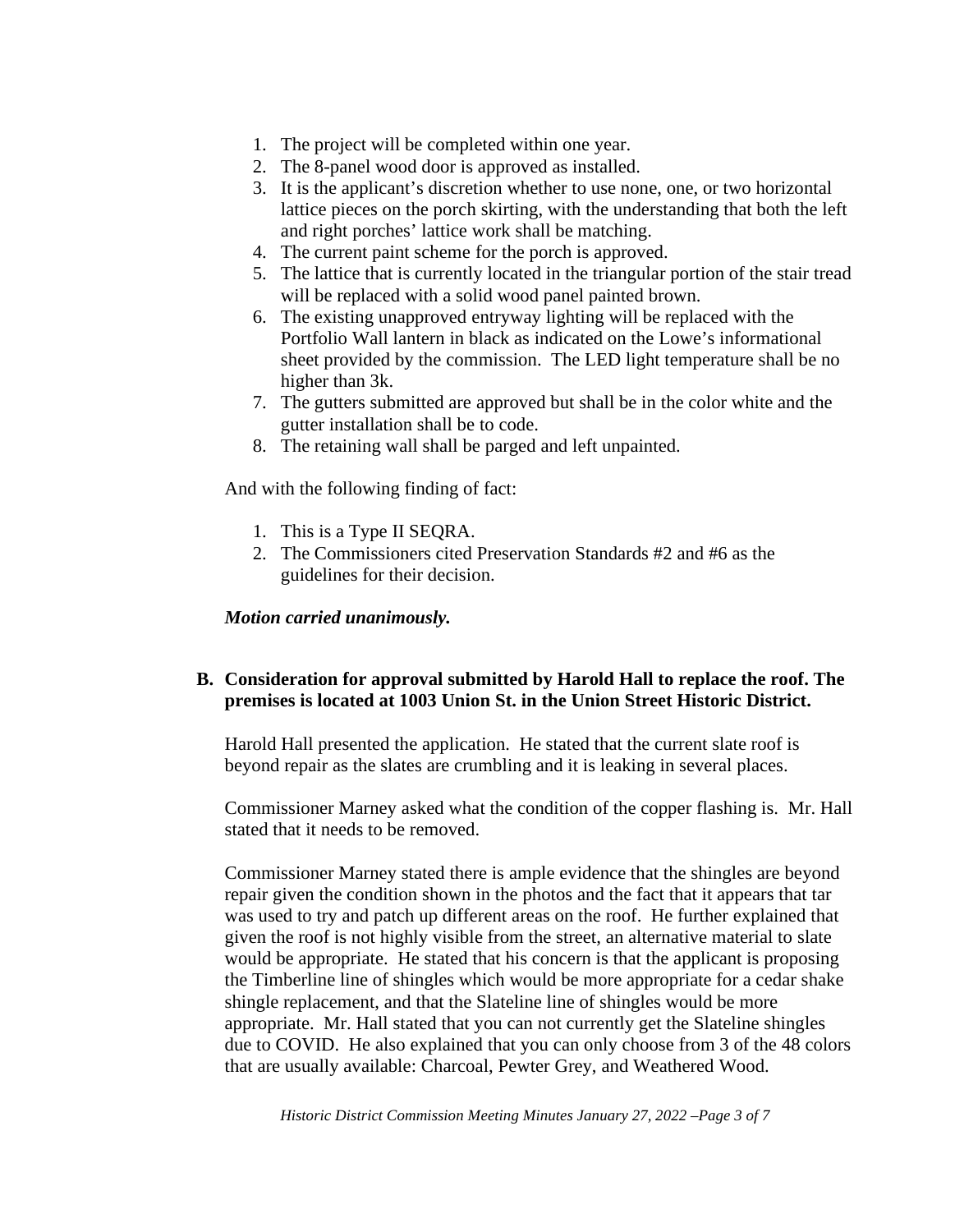1. The project will be completed within one year.
2. The 8-panel wood door is approved as installed.
3. It is the applicant's discretion whether to use none, one, or two horizontal lattice pieces on the porch skirting, with the understanding that both the left and right porches' lattice work shall be matching.
4. The current paint scheme for the porch is approved.
5. The lattice that is currently located in the triangular portion of the stair tread will be replaced with a solid wood panel painted brown.
6. The existing unapproved entryway lighting will be replaced with the Portfolio Wall lantern in black as indicated on the Lowe's informational sheet provided by the commission. The LED light temperature shall be no higher than 3k.
7. The gutters submitted are approved but shall be in the color white and the gutter installation shall be to code.
8. The retaining wall shall be parged and left unpainted.

And with the following finding of fact:

1. This is a Type II SEQRA.
2. The Commissioners cited Preservation Standards #2 and #6 as the guidelines for their decision.

***Motion carried unanimously.***

**B. Consideration for approval submitted by Harold Hall to replace the roof. The premises is located at 1003 Union St. in the Union Street Historic District.**

Harold Hall presented the application. He stated that the current slate roof is beyond repair as the slates are crumbling and it is leaking in several places.

Commissioner Marney asked what the condition of the copper flashing is. Mr. Hall stated that it needs to be removed.

Commissioner Marney stated there is ample evidence that the shingles are beyond repair given the condition shown in the photos and the fact that it appears that tar was used to try and patch up different areas on the roof. He further explained that given the roof is not highly visible from the street, an alternative material to slate would be appropriate. He stated that his concern is that the applicant is proposing the Timberline line of shingles which would be more appropriate for a cedar shake shingle replacement, and that the Slateline line of shingles would be more appropriate. Mr. Hall stated that you can not currently get the Slateline shingles due to COVID. He also explained that you can only choose from 3 of the 48 colors that are usually available: Charcoal, Pewter Grey, and Weathered Wood.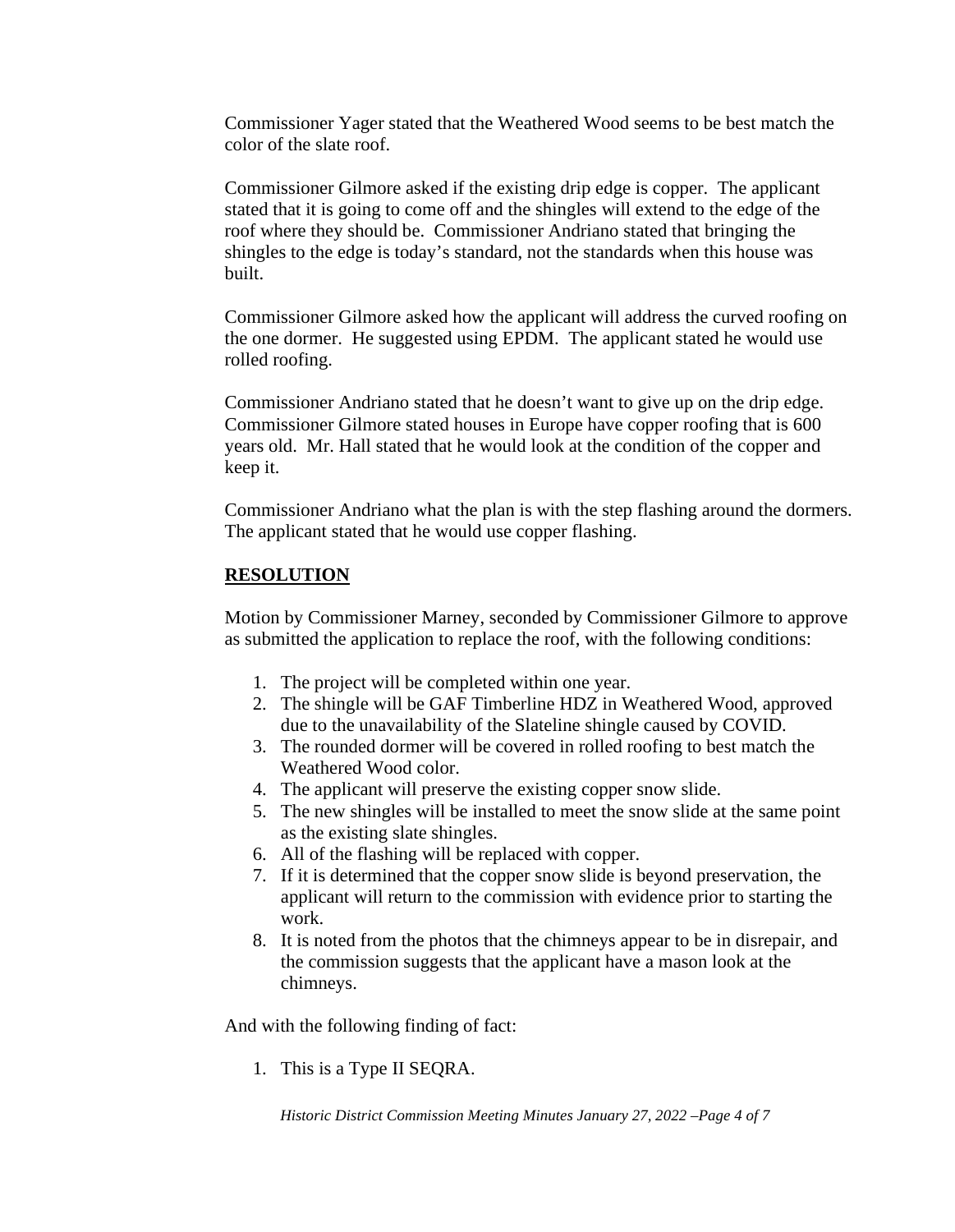Commissioner Yager stated that the Weathered Wood seems to be best match the color of the slate roof.

Commissioner Gilmore asked if the existing drip edge is copper. The applicant stated that it is going to come off and the shingles will extend to the edge of the roof where they should be. Commissioner Andriano stated that bringing the shingles to the edge is today's standard, not the standards when this house was built.

Commissioner Gilmore asked how the applicant will address the curved roofing on the one dormer. He suggested using EPDM. The applicant stated he would use rolled roofing.

Commissioner Andriano stated that he doesn't want to give up on the drip edge. Commissioner Gilmore stated houses in Europe have copper roofing that is 600 years old. Mr. Hall stated that he would look at the condition of the copper and keep it.

Commissioner Andriano what the plan is with the step flashing around the dormers. The applicant stated that he would use copper flashing.

**RESOLUTION**

Motion by Commissioner Marney, seconded by Commissioner Gilmore to approve as submitted the application to replace the roof, with the following conditions:

1. The project will be completed within one year.
2. The shingle will be GAF Timberline HDZ in Weathered Wood, approved due to the unavailability of the Slateline shingle caused by COVID.
3. The rounded dormer will be covered in rolled roofing to best match the Weathered Wood color.
4. The applicant will preserve the existing copper snow slide.
5. The new shingles will be installed to meet the snow slide at the same point as the existing slate shingles.
6. All of the flashing will be replaced with copper.
7. If it is determined that the copper snow slide is beyond preservation, the applicant will return to the commission with evidence prior to starting the work.
8. It is noted from the photos that the chimneys appear to be in disrepair, and the commission suggests that the applicant have a mason look at the chimneys.

And with the following finding of fact:

1. This is a Type II SEQRA.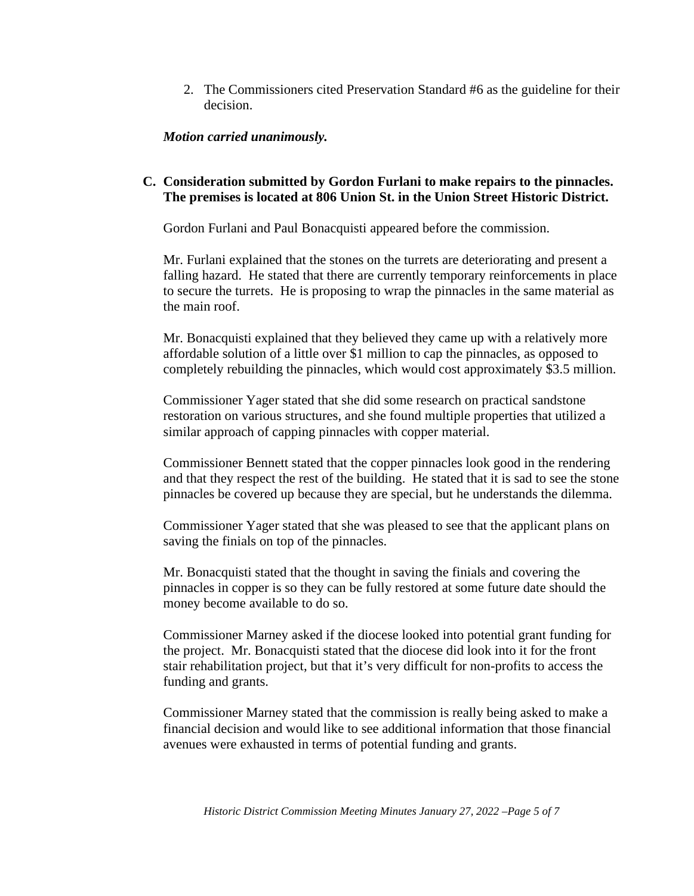2. The Commissioners cited Preservation Standard #6 as the guideline for their decision.

***Motion carried unanimously.***

**C. Consideration submitted by Gordon Furlani to make repairs to the pinnacles. The premises is located at 806 Union St. in the Union Street Historic District.**

Gordon Furlani and Paul Bonacquisti appeared before the commission.

Mr. Furlani explained that the stones on the turrets are deteriorating and present a falling hazard. He stated that there are currently temporary reinforcements in place to secure the turrets. He is proposing to wrap the pinnacles in the same material as the main roof.

Mr. Bonacquisti explained that they believed they came up with a relatively more affordable solution of a little over $1 million to cap the pinnacles, as opposed to completely rebuilding the pinnacles, which would cost approximately $3.5 million.

Commissioner Yager stated that she did some research on practical sandstone restoration on various structures, and she found multiple properties that utilized a similar approach of capping pinnacles with copper material.

Commissioner Bennett stated that the copper pinnacles look good in the rendering and that they respect the rest of the building. He stated that it is sad to see the stone pinnacles be covered up because they are special, but he understands the dilemma.

Commissioner Yager stated that she was pleased to see that the applicant plans on saving the finials on top of the pinnacles.

Mr. Bonacquisti stated that the thought in saving the finials and covering the pinnacles in copper is so they can be fully restored at some future date should the money become available to do so.

Commissioner Marney asked if the diocese looked into potential grant funding for the project. Mr. Bonacquisti stated that the diocese did look into it for the front stair rehabilitation project, but that it's very difficult for non-profits to access the funding and grants.

Commissioner Marney stated that the commission is really being asked to make a financial decision and would like to see additional information that those financial avenues were exhausted in terms of potential funding and grants.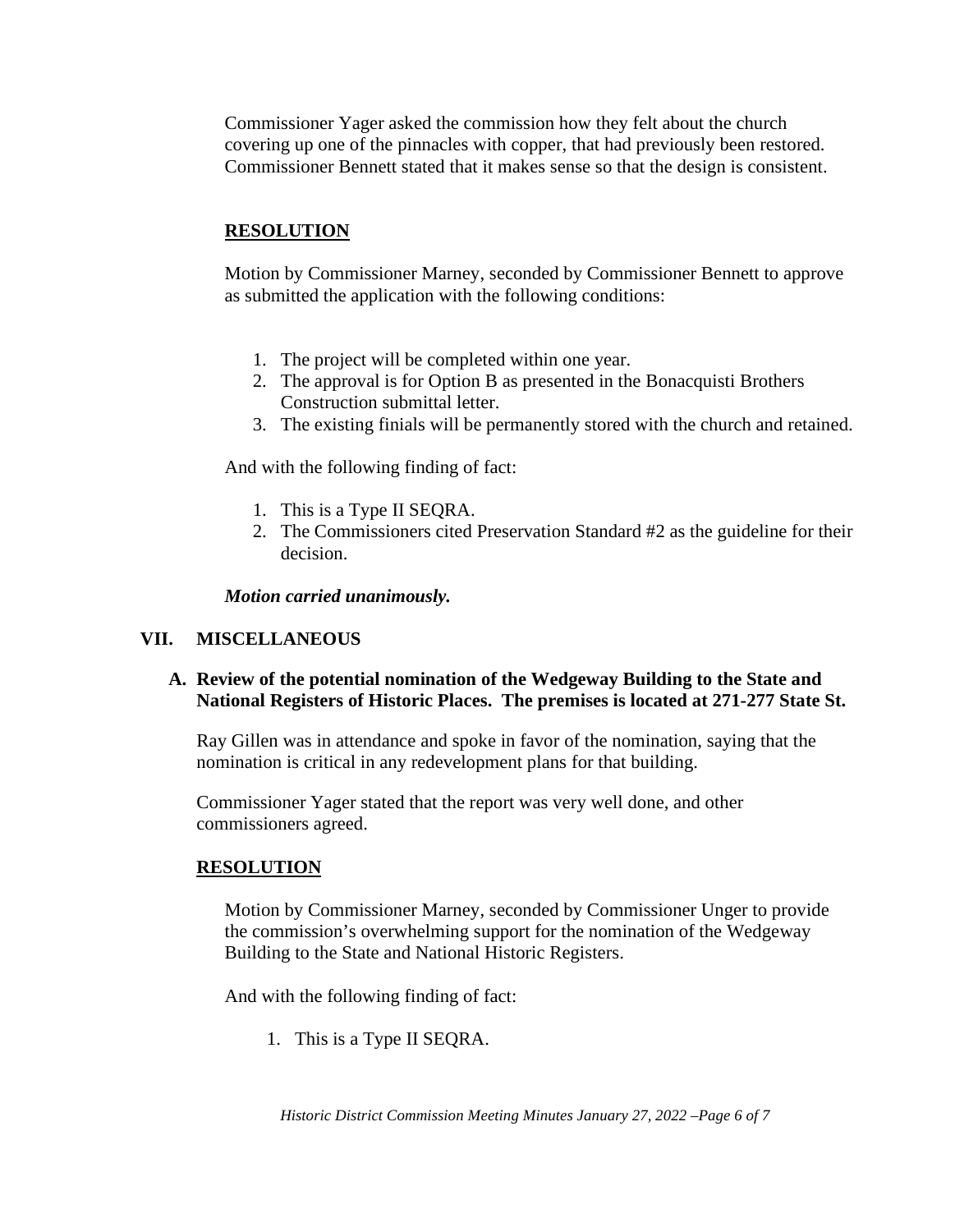Commissioner Yager asked the commission how they felt about the church covering up one of the pinnacles with copper, that had previously been restored. Commissioner Bennett stated that it makes sense so that the design is consistent.

**RESOLUTION**

Motion by Commissioner Marney, seconded by Commissioner Bennett to approve as submitted the application with the following conditions:

1. The project will be completed within one year.
2. The approval is for Option B as presented in the Bonacquisti Brothers Construction submittal letter.
3. The existing finials will be permanently stored with the church and retained.

And with the following finding of fact:

1. This is a Type II SEQRA.
2. The Commissioners cited Preservation Standard #2 as the guideline for their decision.

***Motion carried unanimously.***

## VII. MISCELLANEOUS

### A. Review of the potential nomination of the Wedgeway Building to the State and National Registers of Historic Places. The premises is located at 271-277 State St.

Ray Gillen was in attendance and spoke in favor of the nomination, saying that the nomination is critical in any redevelopment plans for that building.

Commissioner Yager stated that the report was very well done, and other commissioners agreed.

**RESOLUTION**

Motion by Commissioner Marney, seconded by Commissioner Unger to provide the commission's overwhelming support for the nomination of the Wedgeway Building to the State and National Historic Registers.

And with the following finding of fact:

1. This is a Type II SEQRA.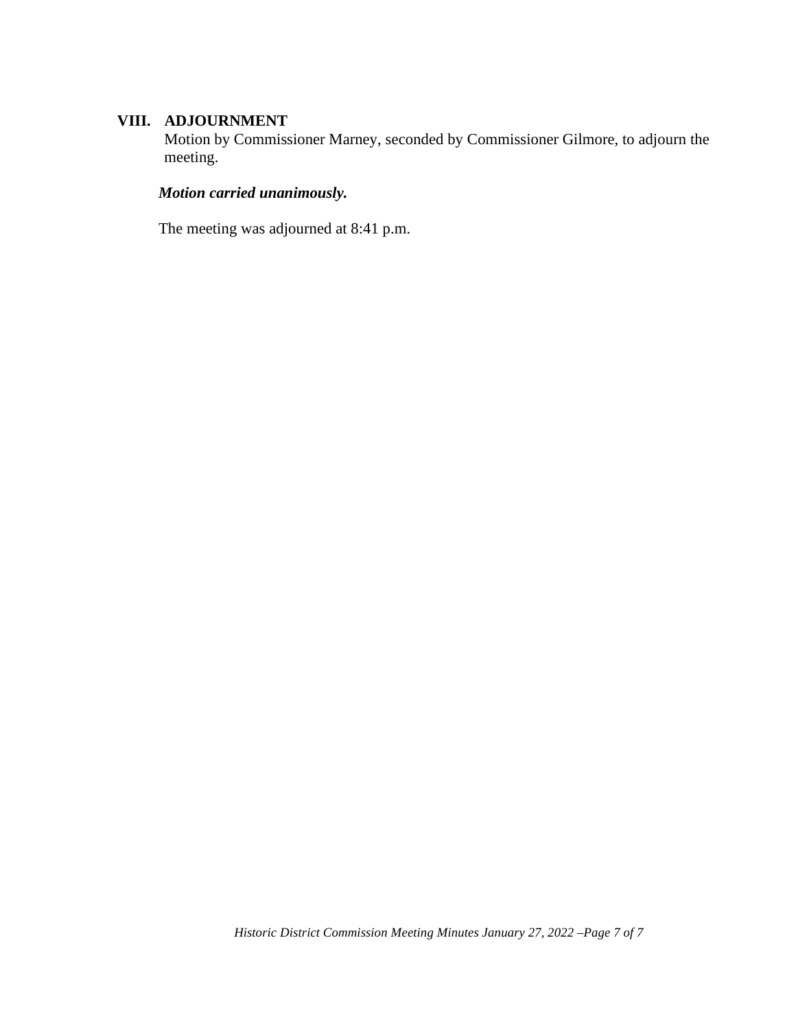## VIII. ADJOURNMENT

Motion by Commissioner Marney, seconded by Commissioner Gilmore, to adjourn the meeting.

***Motion carried unanimously.***

The meeting was adjourned at 8:41 p.m.